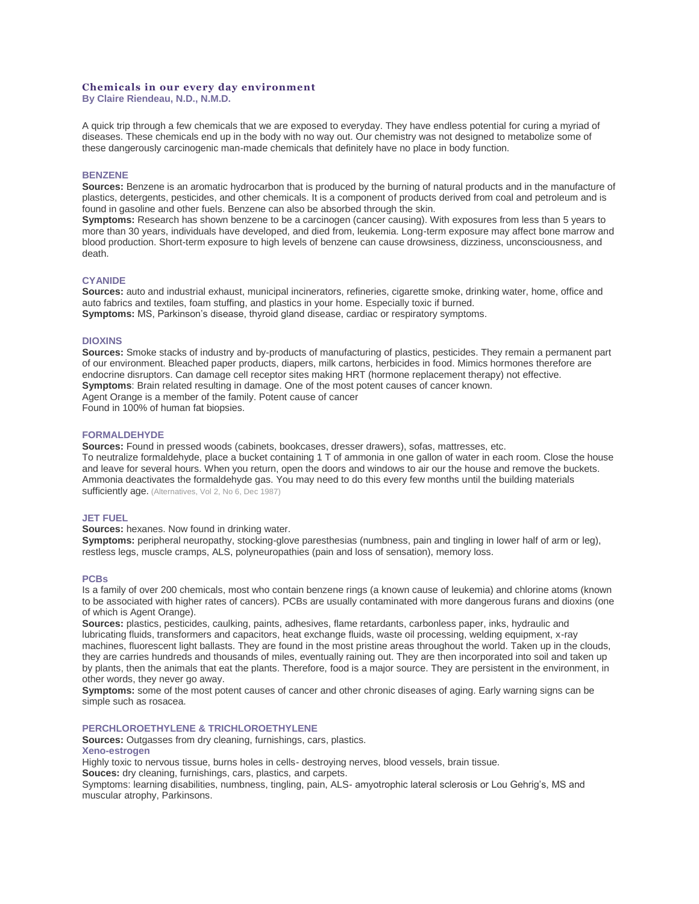# Chemicals in our every day environment

**By Claire Riendeau, N.D., N.M.D.**

A quick trip through a few chemicals that we are exposed to everyday. They have endless potential for curing a myriad of diseases. These chemicals end up in the body with no way out. Our chemistry was not designed to metabolize some of these dangerously carcinogenic man-made chemicals that definitely have no place in body function.

## BENZENE

**Sources:** Benzene is an aromatic hydrocarbon that is produced by the burning of natural products and in the manufacture of plastics, detergents, pesticides, and other chemicals. It is a component of products derived from coal and petroleum and is found in gasoline and other fuels. Benzene can also be absorbed through the skin.

**Symptoms:** Research has shown benzene to be a carcinogen (cancer causing). With exposures from less than 5 years to more than 30 years, individuals have developed, and died from, leukemia. Long-term exposure may affect bone marrow and blood production. Short-term exposure to high levels of benzene can cause drowsiness, dizziness, unconsciousness, and death.

## CYANIDE

**Sources:** auto and industrial exhaust, municipal incinerators, refineries, cigarette smoke, drinking water, home, office and auto fabrics and textiles, foam stuffing, and plastics in your home. Especially toxic if burned.

**Symptoms:** MS, Parkinson's disease, thyroid gland disease, cardiac or respiratory symptoms.

## DIOXINS

**Sources:** Smoke stacks of industry and by-products of manufacturing of plastics, pesticides. They remain a permanent part of our environment. Bleached paper products, diapers, milk cartons, herbicides in food. Mimics hormones therefore are endocrine disruptors. Can damage cell receptor sites making HRT (hormone replacement therapy) not effective.

**Symptoms**: Brain related resulting in damage. One of the most potent causes of cancer known.

Agent Orange is a member of the family. Potent cause of cancer

Found in 100% of human fat biopsies.

## FORMALDEHYDE

**Sources:** Found in pressed woods (cabinets, bookcases, dresser drawers), sofas, mattresses, etc.

To neutralize formaldehyde, place a bucket containing 1 T of ammonia in one gallon of water in each room. Close the house and leave for several hours. When you return, open the doors and windows to air our the house and remove the buckets. Ammonia deactivates the formaldehyde gas. You may need to do this every few months until the building materials sufficiently age. (Alternatives, Vol 2, No 6, Dec 1987)

## JET FUEL

**Sources:** hexanes. Now found in drinking water.

**Symptoms:** peripheral neuropathy, stocking-glove paresthesias (numbness, pain and tingling in lower half of arm or leg), restless legs, muscle cramps, ALS, polyneuropathies (pain and loss of sensation), memory loss.

## PCBs

Is a family of over 200 chemicals, most who contain benzene rings (a known cause of leukemia) and chlorine atoms (known to be associated with higher rates of cancers). PCBs are usually contaminated with more dangerous furans and dioxins (one of which is Agent Orange).

**Sources:** plastics, pesticides, caulking, paints, adhesives, flame retardants, carbonless paper, inks, hydraulic and lubricating fluids, transformers and capacitors, heat exchange fluids, waste oil processing, welding equipment, x-ray machines, fluorescent light ballasts. They are found in the most pristine areas throughout the world. Taken up in the clouds, they are carries hundreds and thousands of miles, eventually raining out. They are then incorporated into soil and taken up by plants, then the animals that eat the plants. Therefore, food is a major source. They are persistent in the environment, in other words, they never go away.

**Symptoms:** some of the most potent causes of cancer and other chronic diseases of aging. Early warning signs can be simple such as rosacea.

## PERCHLOROETHYLENE & TRICHLOROETHYLENE

**Sources:** Outgasses from dry cleaning, furnishings, cars, plastics.

### Xeno-estrogen

Highly toxic to nervous tissue, burns holes in cells- destroying nerves, blood vessels, brain tissue.

**Souces:** dry cleaning, furnishings, cars, plastics, and carpets.

Symptoms: learning disabilities, numbness, tingling, pain, ALS- amyotrophic lateral sclerosis or Lou Gehrig's, MS and muscular atrophy, Parkinsons.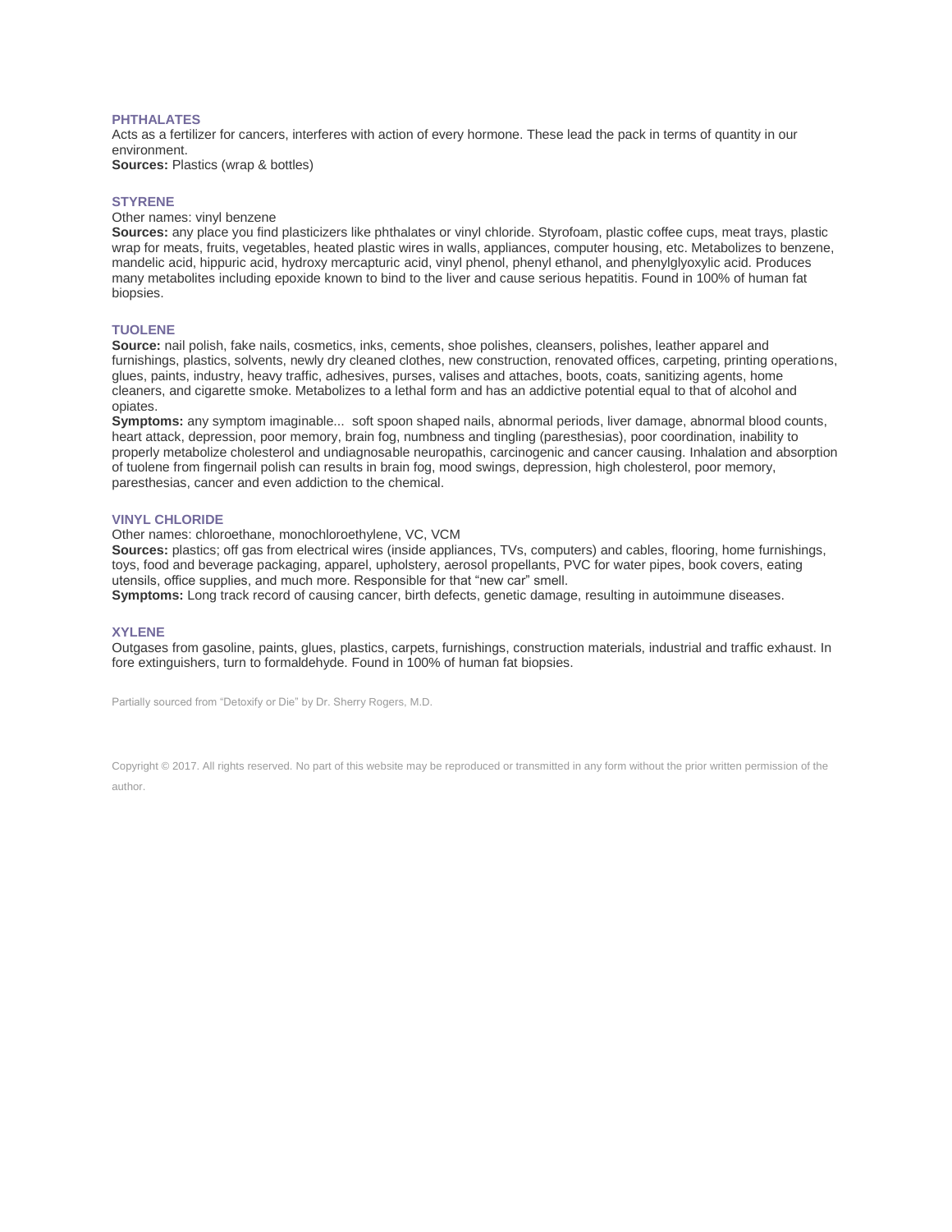### PHTHALATES

Acts as a fertilizer for cancers, interferes with action of every hormone. These lead the pack in terms of quantity in our environment.

**Sources:** Plastics (wrap & bottles)

### STYRENE

Other names: vinyl benzene

**Sources:** any place you find plasticizers like phthalates or vinyl chloride. Styrofoam, plastic coffee cups, meat trays, plastic wrap for meats, fruits, vegetables, heated plastic wires in walls, appliances, computer housing, etc. Metabolizes to benzene, mandelic acid, hippuric acid, hydroxy mercapturic acid, vinyl phenol, phenyl ethanol, and phenylglyoxylic acid. Produces many metabolites including epoxide known to bind to the liver and cause serious hepatitis. Found in 100% of human fat biopsies.

### TUOLENE

**Source:** nail polish, fake nails, cosmetics, inks, cements, shoe polishes, cleansers, polishes, leather apparel and furnishings, plastics, solvents, newly dry cleaned clothes, new construction, renovated offices, carpeting, printing operations, glues, paints, industry, heavy traffic, adhesives, purses, valises and attaches, boots, coats, sanitizing agents, home cleaners, and cigarette smoke. Metabolizes to a lethal form and has an addictive potential equal to that of alcohol and opiates.

**Symptoms:** any symptom imaginable... soft spoon shaped nails, abnormal periods, liver damage, abnormal blood counts, heart attack, depression, poor memory, brain fog, numbness and tingling (paresthesias), poor coordination, inability to properly metabolize cholesterol and undiagnosable neuropathis, carcinogenic and cancer causing. Inhalation and absorption of tuolene from fingernail polish can results in brain fog, mood swings, depression, high cholesterol, poor memory, paresthesias, cancer and even addiction to the chemical.

### VINYL CHLORIDE

Other names: chloroethane, monochloroethylene, VC, VCM

**Sources:** plastics; off gas from electrical wires (inside appliances, TVs, computers) and cables, flooring, home furnishings, toys, food and beverage packaging, apparel, upholstery, aerosol propellants, PVC for water pipes, book covers, eating utensils, office supplies, and much more. Responsible for that "new car" smell.

**Symptoms:** Long track record of causing cancer, birth defects, genetic damage, resulting in autoimmune diseases.

### XYLENE

Outgases from gasoline, paints, glues, plastics, carpets, furnishings, construction materials, industrial and traffic exhaust. In fore extinguishers, turn to formaldehyde. Found in 100% of human fat biopsies.

Partially sourced from "Detoxify or Die" by Dr. Sherry Rogers, M.D.

Copyright © 2017. All rights reserved. No part of this website may be reproduced or transmitted in any form without the prior written permission of the author.